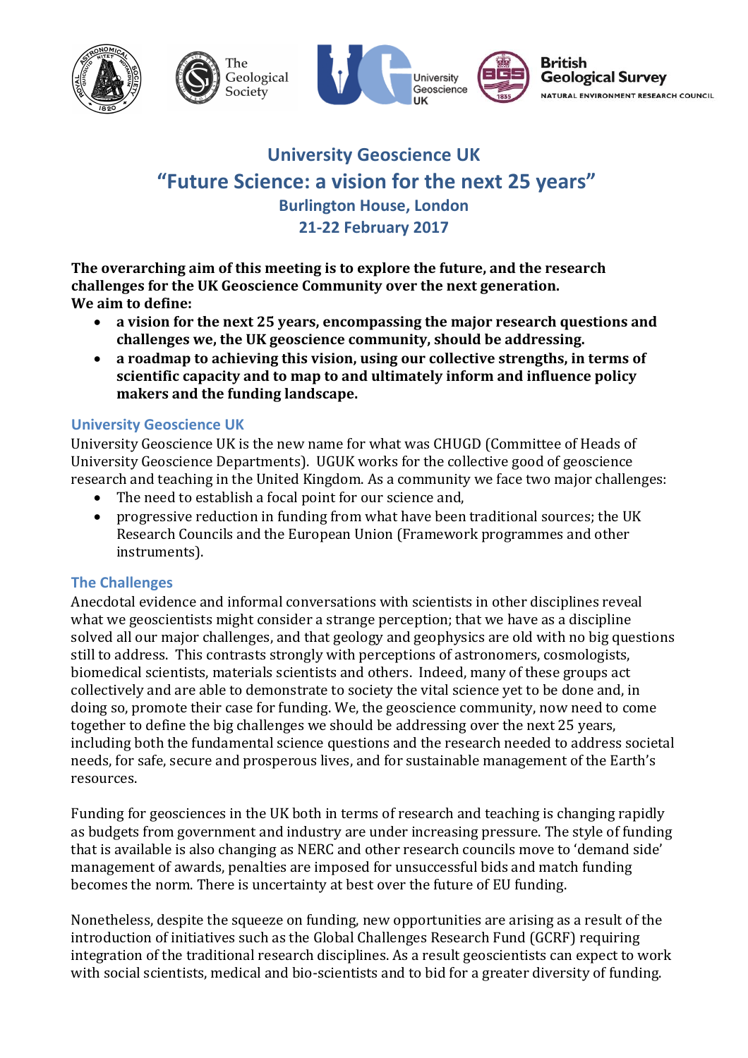# University Geoscience UK

## "Future Science: a vision for the next 25 years"

### Burlington House, London

### 21-22 February 2017

**The overarching aim of this meeting is to explore the future, and the research challenges for the UK Geoscience Community over the next generation.**
**We aim to define:**

- **a vision for the next 25 years, encompassing the major research questions and challenges we, the UK geoscience community, should be addressing.**
- **a roadmap to achieving this vision, using our collective strengths, in terms of scientific capacity and to map to and ultimately inform and influence policy makers and the funding landscape.**

### University Geoscience UK

University Geoscience UK is the new name for what was CHUGD (Committee of Heads of University Geoscience Departments). UGUK works for the collective good of geoscience research and teaching in the United Kingdom. As a community we face two major challenges:

- The need to establish a focal point for our science and,
- progressive reduction in funding from what have been traditional sources; the UK Research Councils and the European Union (Framework programmes and other instruments).

### The Challenges

Anecdotal evidence and informal conversations with scientists in other disciplines reveal what we geoscientists might consider a strange perception; that we have as a discipline solved all our major challenges, and that geology and geophysics are old with no big questions still to address. This contrasts strongly with perceptions of astronomers, cosmologists, biomedical scientists, materials scientists and others. Indeed, many of these groups act collectively and are able to demonstrate to society the vital science yet to be done and, in doing so, promote their case for funding. We, the geoscience community, now need to come together to define the big challenges we should be addressing over the next 25 years, including both the fundamental science questions and the research needed to address societal needs, for safe, secure and prosperous lives, and for sustainable management of the Earth's resources.

Funding for geosciences in the UK both in terms of research and teaching is changing rapidly as budgets from government and industry are under increasing pressure. The style of funding that is available is also changing as NERC and other research councils move to 'demand side' management of awards, penalties are imposed for unsuccessful bids and match funding becomes the norm. There is uncertainty at best over the future of EU funding.

Nonetheless, despite the squeeze on funding, new opportunities are arising as a result of the introduction of initiatives such as the Global Challenges Research Fund (GCRF) requiring integration of the traditional research disciplines. As a result geoscientists can expect to work with social scientists, medical and bio-scientists and to bid for a greater diversity of funding.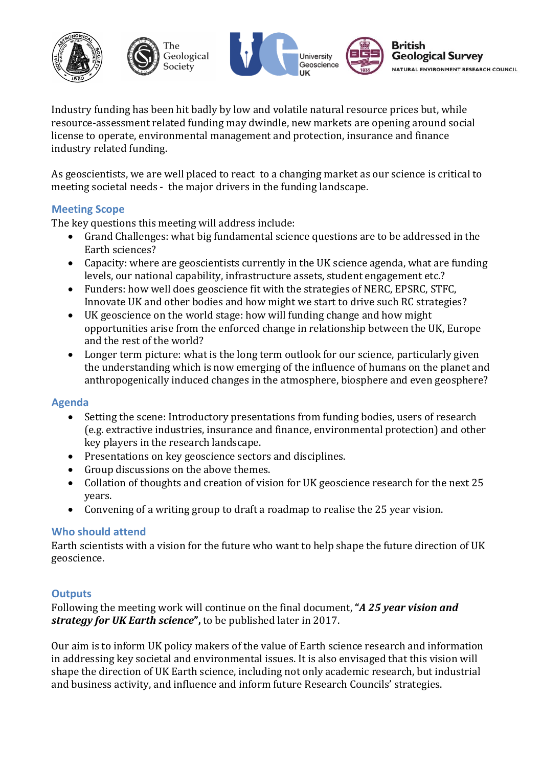Industry funding has been hit badly by low and volatile natural resource prices but, while resource-assessment related funding may dwindle, new markets are opening around social license to operate, environmental management and protection, insurance and finance industry related funding.

As geoscientists, we are well placed to react to a changing market as our science is critical to meeting societal needs - the major drivers in the funding landscape.

## Meeting Scope

The key questions this meeting will address include:

- Grand Challenges: what big fundamental science questions are to be addressed in the Earth sciences?
- Capacity: where are geoscientists currently in the UK science agenda, what are funding levels, our national capability, infrastructure assets, student engagement etc.?
- Funders: how well does geoscience fit with the strategies of NERC, EPSRC, STFC, Innovate UK and other bodies and how might we start to drive such RC strategies?
- UK geoscience on the world stage: how will funding change and how might opportunities arise from the enforced change in relationship between the UK, Europe and the rest of the world?
- Longer term picture: what is the long term outlook for our science, particularly given the understanding which is now emerging of the influence of humans on the planet and anthropogenically induced changes in the atmosphere, biosphere and even geosphere?

## Agenda

- Setting the scene: Introductory presentations from funding bodies, users of research (e.g. extractive industries, insurance and finance, environmental protection) and other key players in the research landscape.
- Presentations on key geoscience sectors and disciplines.
- Group discussions on the above themes.
- Collation of thoughts and creation of vision for UK geoscience research for the next 25 years.
- Convening of a writing group to draft a roadmap to realise the 25 year vision.

## Who should attend

Earth scientists with a vision for the future who want to help shape the future direction of UK geoscience.

## Outputs

Following the meeting work will continue on the final document, **"*A 25 year vision and strategy for UK Earth science*",** to be published later in 2017.

Our aim is to inform UK policy makers of the value of Earth science research and information in addressing key societal and environmental issues. It is also envisaged that this vision will shape the direction of UK Earth science, including not only academic research, but industrial and business activity, and influence and inform future Research Councils' strategies.